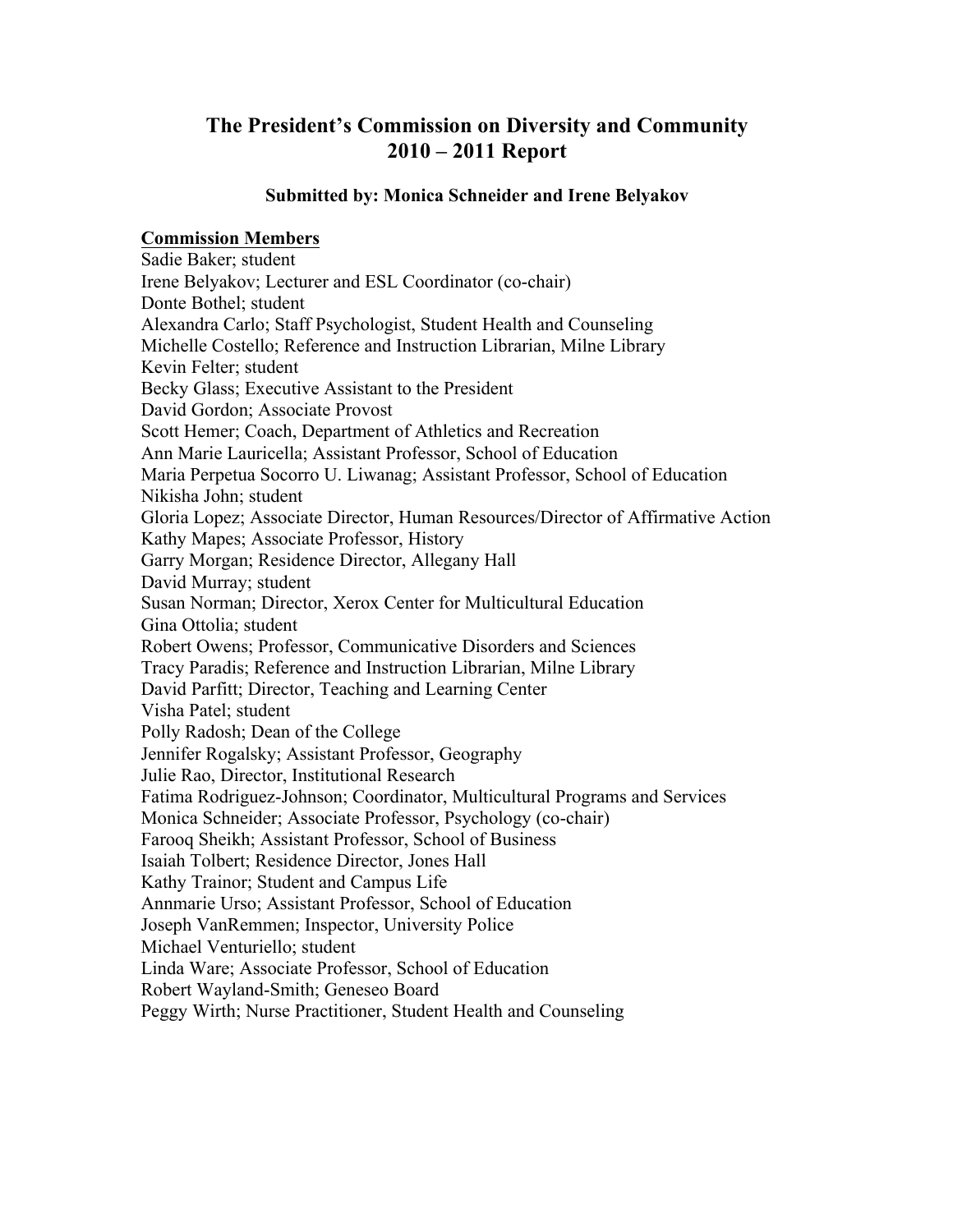# The President's Commission on Diversity and Community
# 2010 – 2011 Report

**Submitted by: Monica Schneider and Irene Belyakov**

**Commission Members**

Sadie Baker; student  
Irene Belyakov; Lecturer and ESL Coordinator (co-chair)  
Donte Bothel; student  
Alexandra Carlo; Staff Psychologist, Student Health and Counseling  
Michelle Costello; Reference and Instruction Librarian, Milne Library  
Kevin Felter; student  
Becky Glass; Executive Assistant to the President  
David Gordon; Associate Provost  
Scott Hemer; Coach, Department of Athletics and Recreation  
Ann Marie Lauricella; Assistant Professor, School of Education  
Maria Perpetua Socorro U. Liwanag; Assistant Professor, School of Education  
Nikisha John; student  
Gloria Lopez; Associate Director, Human Resources/Director of Affirmative Action  
Kathy Mapes; Associate Professor, History  
Garry Morgan; Residence Director, Allegany Hall  
David Murray; student  
Susan Norman; Director, Xerox Center for Multicultural Education  
Gina Ottolia; student  
Robert Owens; Professor, Communicative Disorders and Sciences  
Tracy Paradis; Reference and Instruction Librarian, Milne Library  
David Parfitt; Director, Teaching and Learning Center  
Visha Patel; student  
Polly Radosh; Dean of the College  
Jennifer Rogalsky; Assistant Professor, Geography  
Julie Rao, Director, Institutional Research  
Fatima Rodriguez-Johnson; Coordinator, Multicultural Programs and Services  
Monica Schneider; Associate Professor, Psychology (co-chair)  
Farooq Sheikh; Assistant Professor, School of Business  
Isaiah Tolbert; Residence Director, Jones Hall  
Kathy Trainor; Student and Campus Life  
Annmarie Urso; Assistant Professor, School of Education  
Joseph VanRemmen; Inspector, University Police  
Michael Venturiello; student  
Linda Ware; Associate Professor, School of Education  
Robert Wayland-Smith; Geneseo Board  
Peggy Wirth; Nurse Practitioner, Student Health and Counseling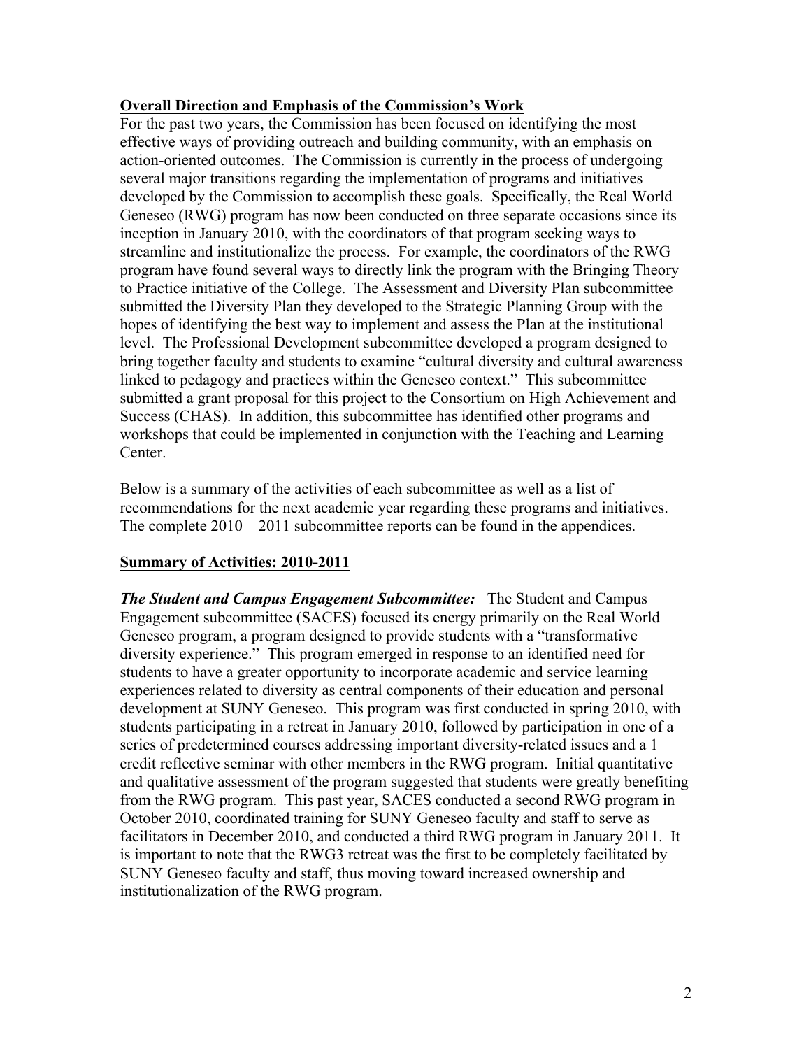## Overall Direction and Emphasis of the Commission's Work

For the past two years, the Commission has been focused on identifying the most effective ways of providing outreach and building community, with an emphasis on action-oriented outcomes. The Commission is currently in the process of undergoing several major transitions regarding the implementation of programs and initiatives developed by the Commission to accomplish these goals. Specifically, the Real World Geneseo (RWG) program has now been conducted on three separate occasions since its inception in January 2010, with the coordinators of that program seeking ways to streamline and institutionalize the process. For example, the coordinators of the RWG program have found several ways to directly link the program with the Bringing Theory to Practice initiative of the College. The Assessment and Diversity Plan subcommittee submitted the Diversity Plan they developed to the Strategic Planning Group with the hopes of identifying the best way to implement and assess the Plan at the institutional level. The Professional Development subcommittee developed a program designed to bring together faculty and students to examine "cultural diversity and cultural awareness linked to pedagogy and practices within the Geneseo context." This subcommittee submitted a grant proposal for this project to the Consortium on High Achievement and Success (CHAS). In addition, this subcommittee has identified other programs and workshops that could be implemented in conjunction with the Teaching and Learning Center.

Below is a summary of the activities of each subcommittee as well as a list of recommendations for the next academic year regarding these programs and initiatives. The complete 2010 – 2011 subcommittee reports can be found in the appendices.

## Summary of Activities: 2010-2011

***The Student and Campus Engagement Subcommittee:*** The Student and Campus Engagement subcommittee (SACES) focused its energy primarily on the Real World Geneseo program, a program designed to provide students with a "transformative diversity experience." This program emerged in response to an identified need for students to have a greater opportunity to incorporate academic and service learning experiences related to diversity as central components of their education and personal development at SUNY Geneseo. This program was first conducted in spring 2010, with students participating in a retreat in January 2010, followed by participation in one of a series of predetermined courses addressing important diversity-related issues and a 1 credit reflective seminar with other members in the RWG program. Initial quantitative and qualitative assessment of the program suggested that students were greatly benefiting from the RWG program. This past year, SACES conducted a second RWG program in October 2010, coordinated training for SUNY Geneseo faculty and staff to serve as facilitators in December 2010, and conducted a third RWG program in January 2011. It is important to note that the RWG3 retreat was the first to be completely facilitated by SUNY Geneseo faculty and staff, thus moving toward increased ownership and institutionalization of the RWG program.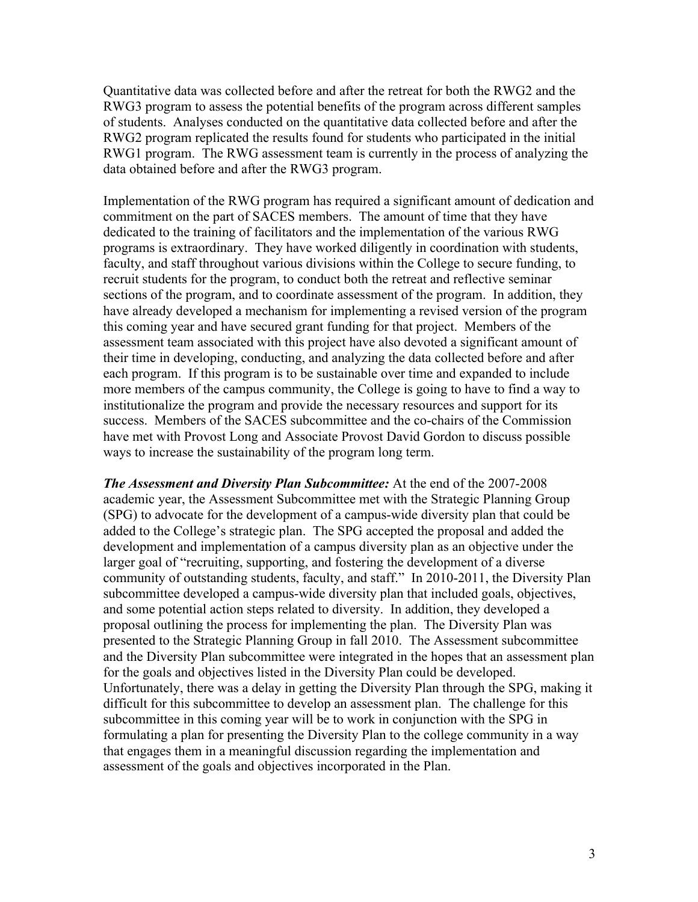Quantitative data was collected before and after the retreat for both the RWG2 and the RWG3 program to assess the potential benefits of the program across different samples of students. Analyses conducted on the quantitative data collected before and after the RWG2 program replicated the results found for students who participated in the initial RWG1 program. The RWG assessment team is currently in the process of analyzing the data obtained before and after the RWG3 program.

Implementation of the RWG program has required a significant amount of dedication and commitment on the part of SACES members. The amount of time that they have dedicated to the training of facilitators and the implementation of the various RWG programs is extraordinary. They have worked diligently in coordination with students, faculty, and staff throughout various divisions within the College to secure funding, to recruit students for the program, to conduct both the retreat and reflective seminar sections of the program, and to coordinate assessment of the program. In addition, they have already developed a mechanism for implementing a revised version of the program this coming year and have secured grant funding for that project. Members of the assessment team associated with this project have also devoted a significant amount of their time in developing, conducting, and analyzing the data collected before and after each program. If this program is to be sustainable over time and expanded to include more members of the campus community, the College is going to have to find a way to institutionalize the program and provide the necessary resources and support for its success. Members of the SACES subcommittee and the co-chairs of the Commission have met with Provost Long and Associate Provost David Gordon to discuss possible ways to increase the sustainability of the program long term.

***The Assessment and Diversity Plan Subcommittee:*** At the end of the 2007-2008 academic year, the Assessment Subcommittee met with the Strategic Planning Group (SPG) to advocate for the development of a campus-wide diversity plan that could be added to the College's strategic plan. The SPG accepted the proposal and added the development and implementation of a campus diversity plan as an objective under the larger goal of "recruiting, supporting, and fostering the development of a diverse community of outstanding students, faculty, and staff." In 2010-2011, the Diversity Plan subcommittee developed a campus-wide diversity plan that included goals, objectives, and some potential action steps related to diversity. In addition, they developed a proposal outlining the process for implementing the plan. The Diversity Plan was presented to the Strategic Planning Group in fall 2010. The Assessment subcommittee and the Diversity Plan subcommittee were integrated in the hopes that an assessment plan for the goals and objectives listed in the Diversity Plan could be developed. Unfortunately, there was a delay in getting the Diversity Plan through the SPG, making it difficult for this subcommittee to develop an assessment plan. The challenge for this subcommittee in this coming year will be to work in conjunction with the SPG in formulating a plan for presenting the Diversity Plan to the college community in a way that engages them in a meaningful discussion regarding the implementation and assessment of the goals and objectives incorporated in the Plan.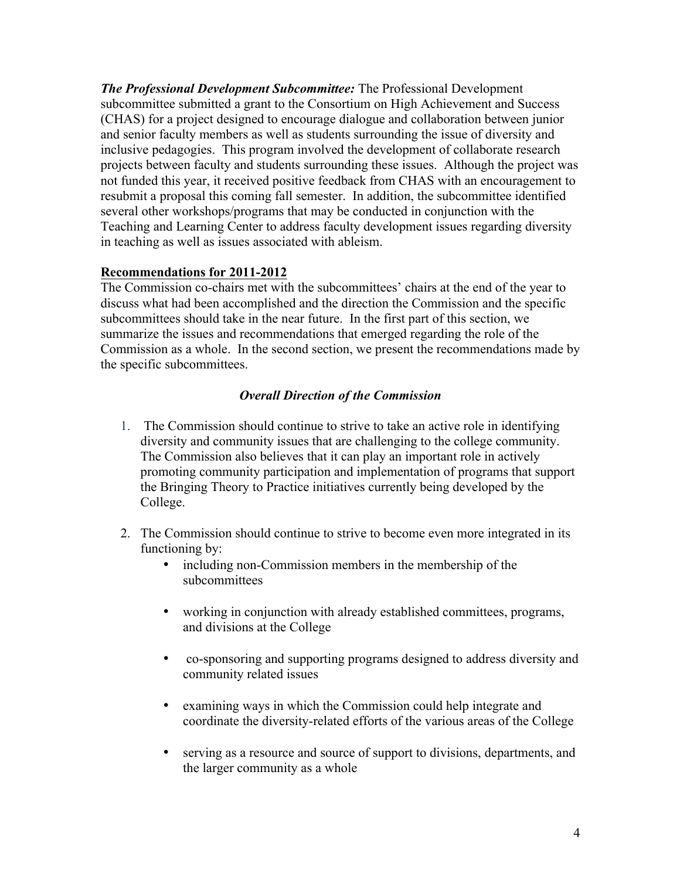***The Professional Development Subcommittee:*** The Professional Development subcommittee submitted a grant to the Consortium on High Achievement and Success (CHAS) for a project designed to encourage dialogue and collaboration between junior and senior faculty members as well as students surrounding the issue of diversity and inclusive pedagogies. This program involved the development of collaborate research projects between faculty and students surrounding these issues. Although the project was not funded this year, it received positive feedback from CHAS with an encouragement to resubmit a proposal this coming fall semester. In addition, the subcommittee identified several other workshops/programs that may be conducted in conjunction with the Teaching and Learning Center to address faculty development issues regarding diversity in teaching as well as issues associated with ableism.

**Recommendations for 2011-2012**

The Commission co-chairs met with the subcommittees' chairs at the end of the year to discuss what had been accomplished and the direction the Commission and the specific subcommittees should take in the near future. In the first part of this section, we summarize the issues and recommendations that emerged regarding the role of the Commission as a whole. In the second section, we present the recommendations made by the specific subcommittees.

***Overall Direction of the Commission***

1. The Commission should continue to strive to take an active role in identifying diversity and community issues that are challenging to the college community. The Commission also believes that it can play an important role in actively promoting community participation and implementation of programs that support the Bringing Theory to Practice initiatives currently being developed by the College.

2. The Commission should continue to strive to become even more integrated in its functioning by:
   - including non-Commission members in the membership of the subcommittees
   - working in conjunction with already established committees, programs, and divisions at the College
   - co-sponsoring and supporting programs designed to address diversity and community related issues
   - examining ways in which the Commission could help integrate and coordinate the diversity-related efforts of the various areas of the College
   - serving as a resource and source of support to divisions, departments, and the larger community as a whole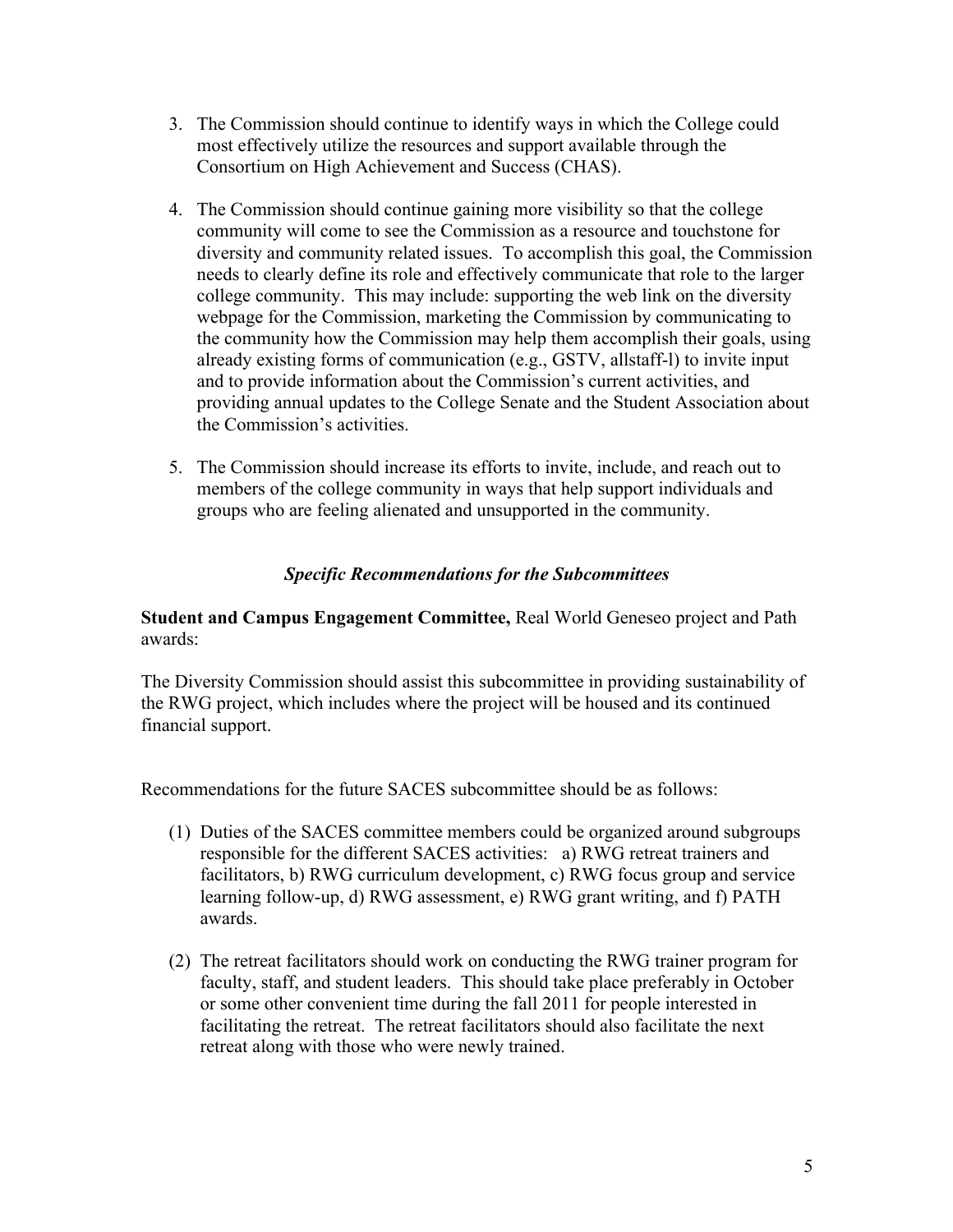3. The Commission should continue to identify ways in which the College could most effectively utilize the resources and support available through the Consortium on High Achievement and Success (CHAS).

4. The Commission should continue gaining more visibility so that the college community will come to see the Commission as a resource and touchstone for diversity and community related issues. To accomplish this goal, the Commission needs to clearly define its role and effectively communicate that role to the larger college community. This may include: supporting the web link on the diversity webpage for the Commission, marketing the Commission by communicating to the community how the Commission may help them accomplish their goals, using already existing forms of communication (e.g., GSTV, allstaff-l) to invite input and to provide information about the Commission's current activities, and providing annual updates to the College Senate and the Student Association about the Commission's activities.

5. The Commission should increase its efforts to invite, include, and reach out to members of the college community in ways that help support individuals and groups who are feeling alienated and unsupported in the community.

### *Specific Recommendations for the Subcommittees*

**Student and Campus Engagement Committee,** Real World Geneseo project and Path awards:

The Diversity Commission should assist this subcommittee in providing sustainability of the RWG project, which includes where the project will be housed and its continued financial support.

Recommendations for the future SACES subcommittee should be as follows:

(1) Duties of the SACES committee members could be organized around subgroups responsible for the different SACES activities: a) RWG retreat trainers and facilitators, b) RWG curriculum development, c) RWG focus group and service learning follow-up, d) RWG assessment, e) RWG grant writing, and f) PATH awards.

(2) The retreat facilitators should work on conducting the RWG trainer program for faculty, staff, and student leaders. This should take place preferably in October or some other convenient time during the fall 2011 for people interested in facilitating the retreat. The retreat facilitators should also facilitate the next retreat along with those who were newly trained.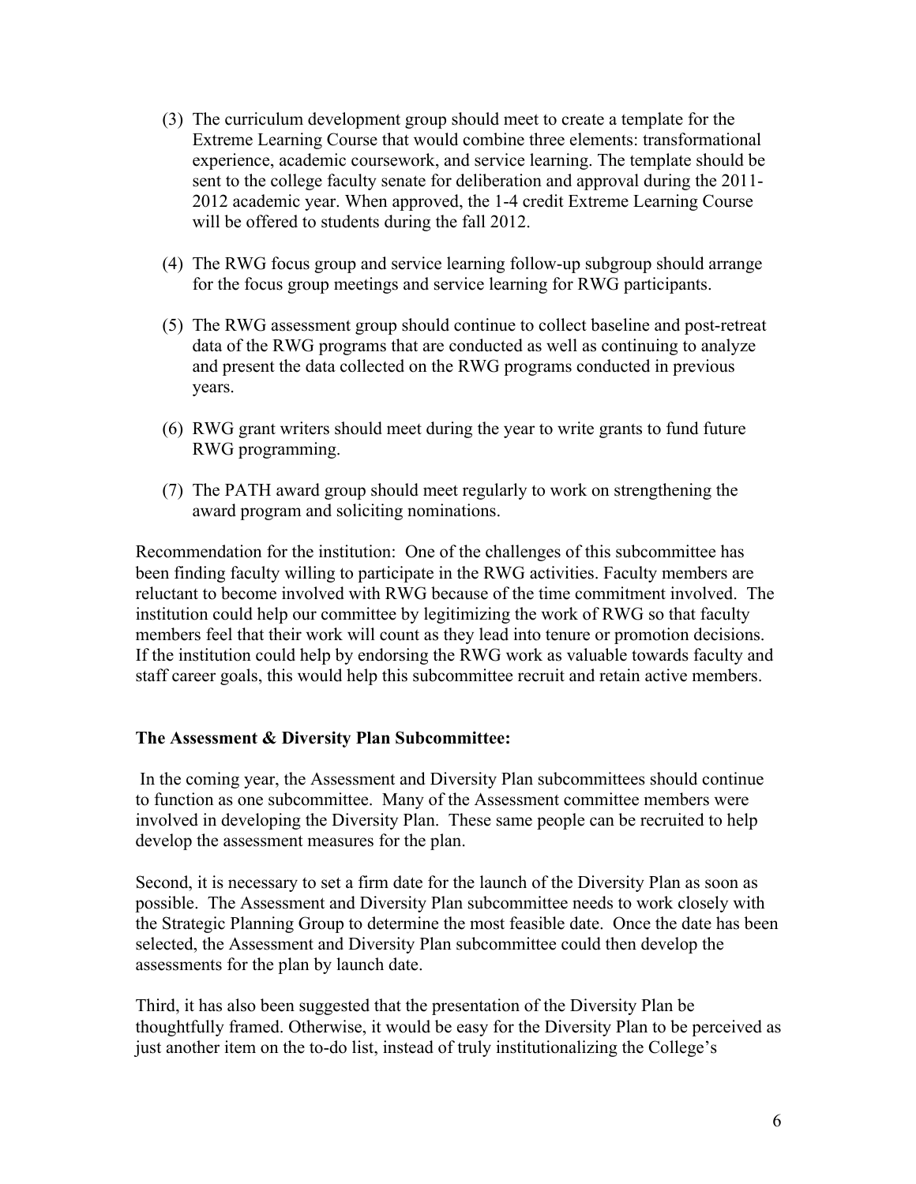(3) The curriculum development group should meet to create a template for the Extreme Learning Course that would combine three elements: transformational experience, academic coursework, and service learning. The template should be sent to the college faculty senate for deliberation and approval during the 2011-2012 academic year. When approved, the 1-4 credit Extreme Learning Course will be offered to students during the fall 2012.

(4) The RWG focus group and service learning follow-up subgroup should arrange for the focus group meetings and service learning for RWG participants.

(5) The RWG assessment group should continue to collect baseline and post-retreat data of the RWG programs that are conducted as well as continuing to analyze and present the data collected on the RWG programs conducted in previous years.

(6) RWG grant writers should meet during the year to write grants to fund future RWG programming.

(7) The PATH award group should meet regularly to work on strengthening the award program and soliciting nominations.

Recommendation for the institution: One of the challenges of this subcommittee has been finding faculty willing to participate in the RWG activities. Faculty members are reluctant to become involved with RWG because of the time commitment involved. The institution could help our committee by legitimizing the work of RWG so that faculty members feel that their work will count as they lead into tenure or promotion decisions. If the institution could help by endorsing the RWG work as valuable towards faculty and staff career goals, this would help this subcommittee recruit and retain active members.

**The Assessment & Diversity Plan Subcommittee:**

In the coming year, the Assessment and Diversity Plan subcommittees should continue to function as one subcommittee. Many of the Assessment committee members were involved in developing the Diversity Plan. These same people can be recruited to help develop the assessment measures for the plan.

Second, it is necessary to set a firm date for the launch of the Diversity Plan as soon as possible. The Assessment and Diversity Plan subcommittee needs to work closely with the Strategic Planning Group to determine the most feasible date. Once the date has been selected, the Assessment and Diversity Plan subcommittee could then develop the assessments for the plan by launch date.

Third, it has also been suggested that the presentation of the Diversity Plan be thoughtfully framed. Otherwise, it would be easy for the Diversity Plan to be perceived as just another item on the to-do list, instead of truly institutionalizing the College's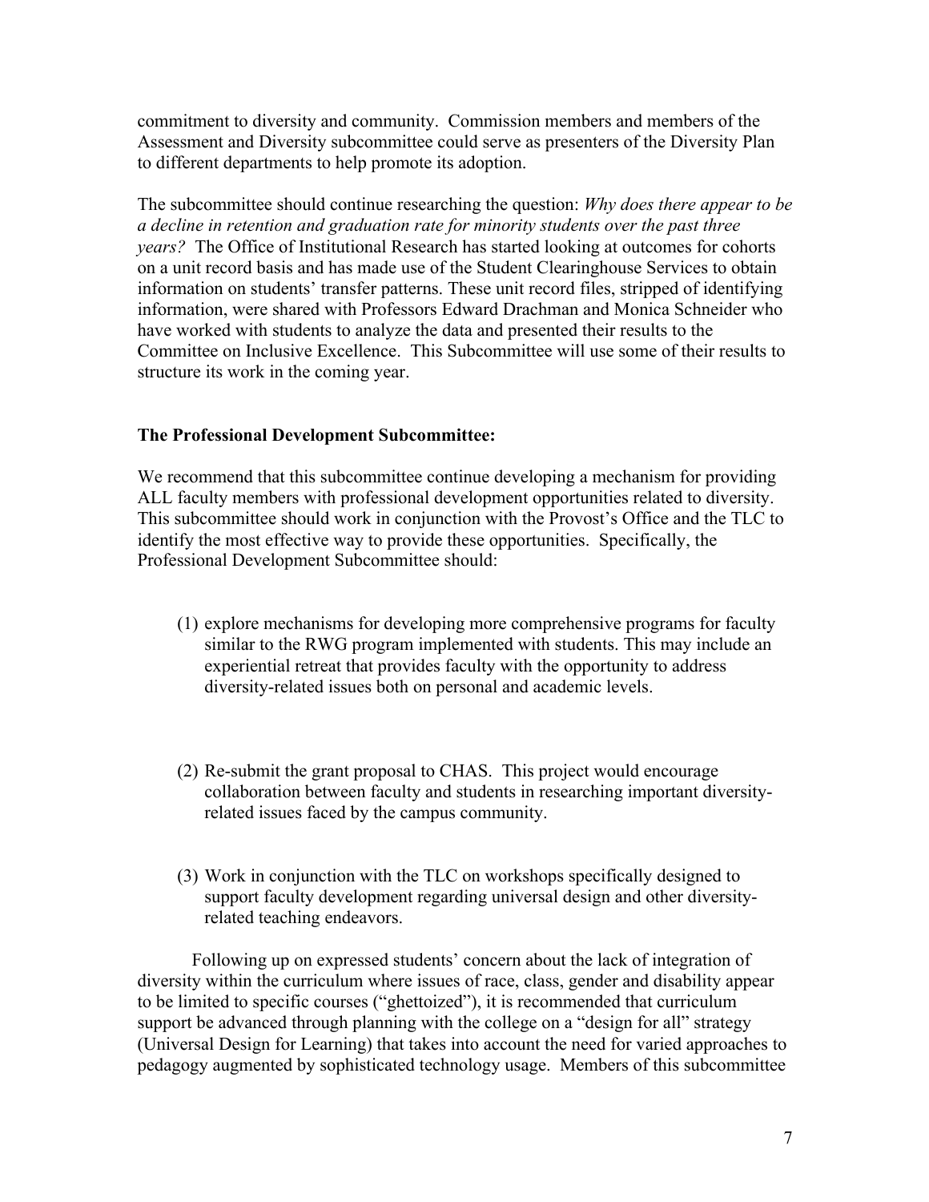commitment to diversity and community. Commission members and members of the Assessment and Diversity subcommittee could serve as presenters of the Diversity Plan to different departments to help promote its adoption.

The subcommittee should continue researching the question: *Why does there appear to be a decline in retention and graduation rate for minority students over the past three years?* The Office of Institutional Research has started looking at outcomes for cohorts on a unit record basis and has made use of the Student Clearinghouse Services to obtain information on students' transfer patterns. These unit record files, stripped of identifying information, were shared with Professors Edward Drachman and Monica Schneider who have worked with students to analyze the data and presented their results to the Committee on Inclusive Excellence. This Subcommittee will use some of their results to structure its work in the coming year.

**The Professional Development Subcommittee:**

We recommend that this subcommittee continue developing a mechanism for providing ALL faculty members with professional development opportunities related to diversity. This subcommittee should work in conjunction with the Provost's Office and the TLC to identify the most effective way to provide these opportunities. Specifically, the Professional Development Subcommittee should:

(1) explore mechanisms for developing more comprehensive programs for faculty similar to the RWG program implemented with students. This may include an experiential retreat that provides faculty with the opportunity to address diversity-related issues both on personal and academic levels.

(2) Re-submit the grant proposal to CHAS. This project would encourage collaboration between faculty and students in researching important diversity-related issues faced by the campus community.

(3) Work in conjunction with the TLC on workshops specifically designed to support faculty development regarding universal design and other diversity-related teaching endeavors.

Following up on expressed students' concern about the lack of integration of diversity within the curriculum where issues of race, class, gender and disability appear to be limited to specific courses ("ghettoized"), it is recommended that curriculum support be advanced through planning with the college on a "design for all" strategy (Universal Design for Learning) that takes into account the need for varied approaches to pedagogy augmented by sophisticated technology usage. Members of this subcommittee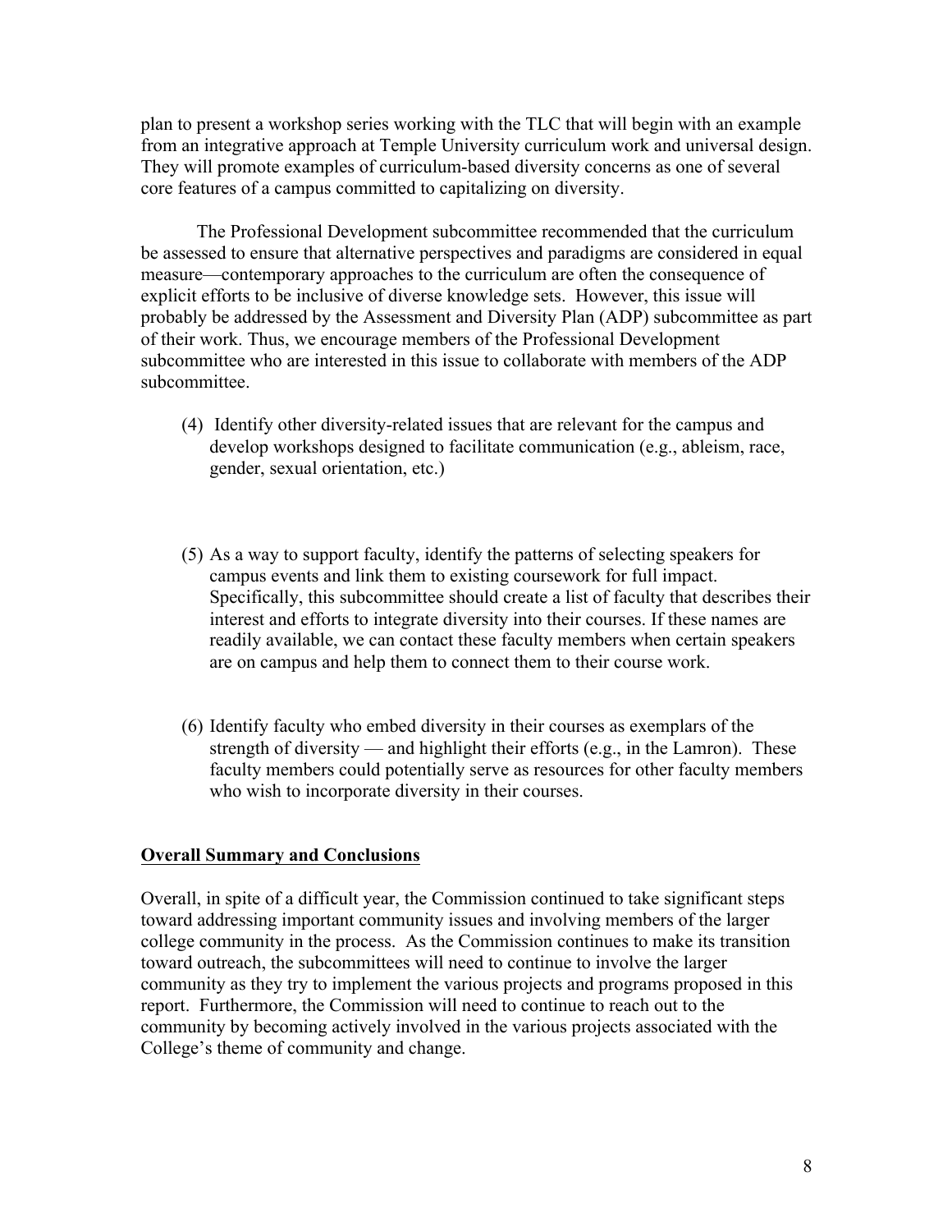plan to present a workshop series working with the TLC that will begin with an example from an integrative approach at Temple University curriculum work and universal design. They will promote examples of curriculum-based diversity concerns as one of several core features of a campus committed to capitalizing on diversity.

The Professional Development subcommittee recommended that the curriculum be assessed to ensure that alternative perspectives and paradigms are considered in equal measure—contemporary approaches to the curriculum are often the consequence of explicit efforts to be inclusive of diverse knowledge sets. However, this issue will probably be addressed by the Assessment and Diversity Plan (ADP) subcommittee as part of their work. Thus, we encourage members of the Professional Development subcommittee who are interested in this issue to collaborate with members of the ADP subcommittee.

(4) Identify other diversity-related issues that are relevant for the campus and develop workshops designed to facilitate communication (e.g., ableism, race, gender, sexual orientation, etc.)

(5) As a way to support faculty, identify the patterns of selecting speakers for campus events and link them to existing coursework for full impact. Specifically, this subcommittee should create a list of faculty that describes their interest and efforts to integrate diversity into their courses. If these names are readily available, we can contact these faculty members when certain speakers are on campus and help them to connect them to their course work.

(6) Identify faculty who embed diversity in their courses as exemplars of the strength of diversity — and highlight their efforts (e.g., in the Lamron). These faculty members could potentially serve as resources for other faculty members who wish to incorporate diversity in their courses.

## Overall Summary and Conclusions

Overall, in spite of a difficult year, the Commission continued to take significant steps toward addressing important community issues and involving members of the larger college community in the process. As the Commission continues to make its transition toward outreach, the subcommittees will need to continue to involve the larger community as they try to implement the various projects and programs proposed in this report. Furthermore, the Commission will need to continue to reach out to the community by becoming actively involved in the various projects associated with the College's theme of community and change.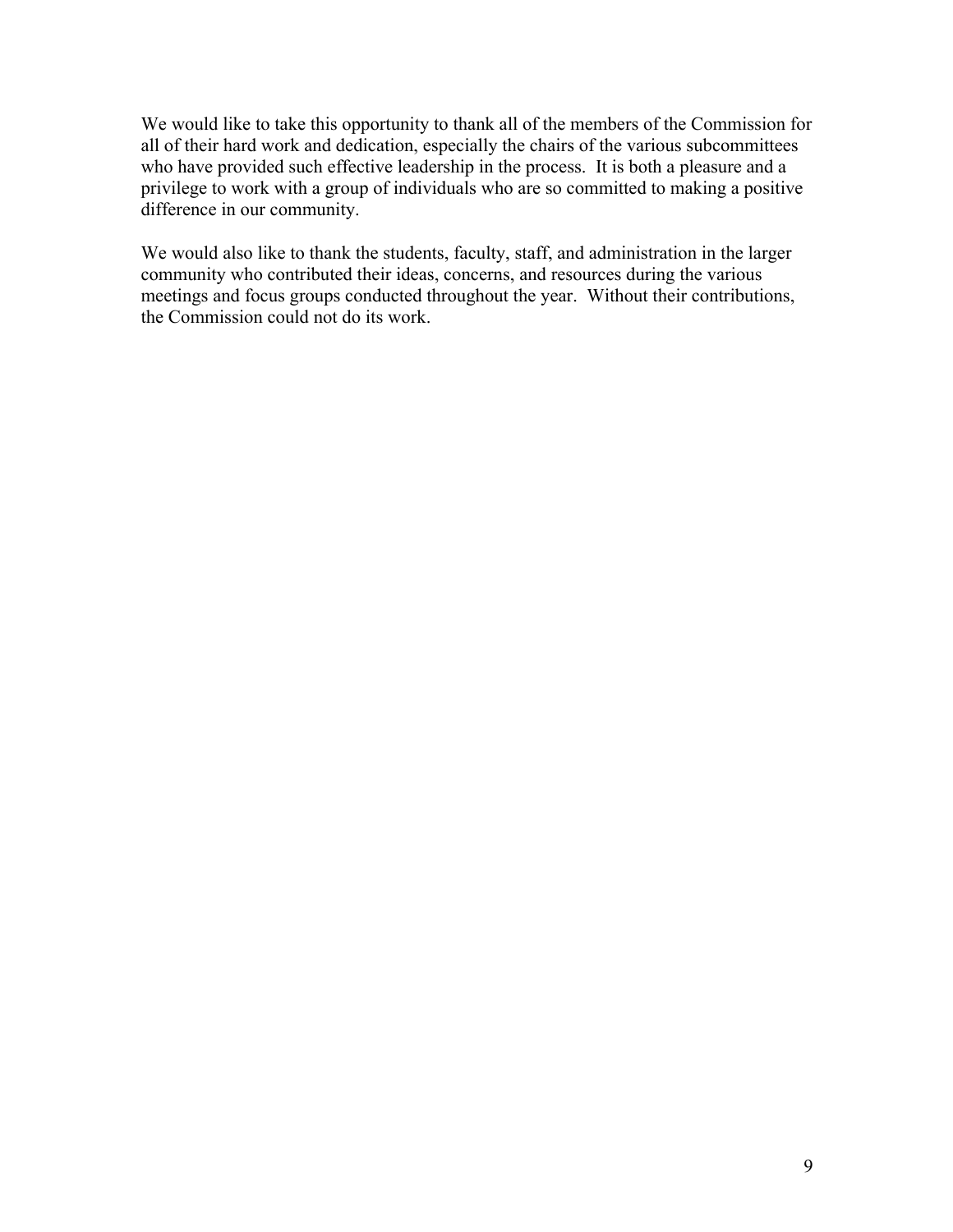We would like to take this opportunity to thank all of the members of the Commission for all of their hard work and dedication, especially the chairs of the various subcommittees who have provided such effective leadership in the process. It is both a pleasure and a privilege to work with a group of individuals who are so committed to making a positive difference in our community.

We would also like to thank the students, faculty, staff, and administration in the larger community who contributed their ideas, concerns, and resources during the various meetings and focus groups conducted throughout the year. Without their contributions, the Commission could not do its work.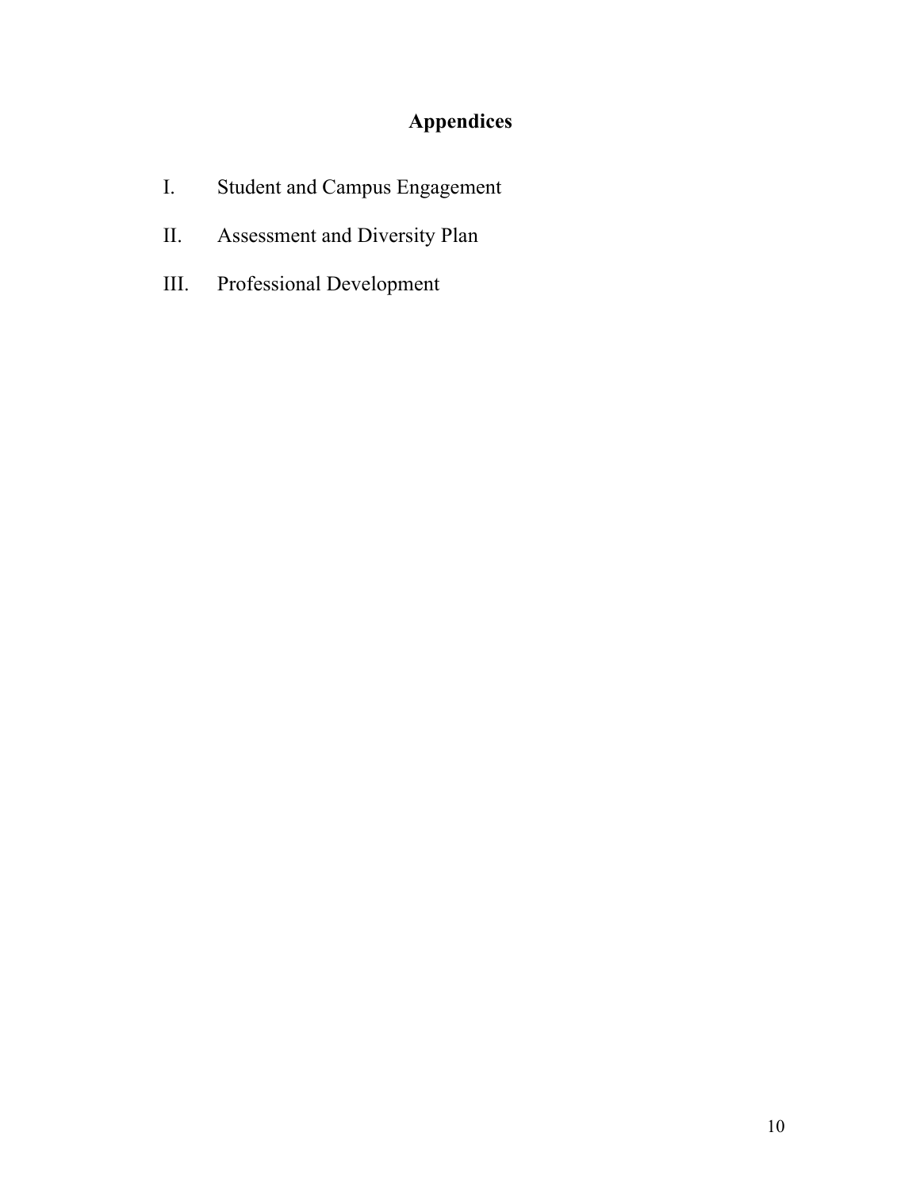# Appendices

I. Student and Campus Engagement

II. Assessment and Diversity Plan

III. Professional Development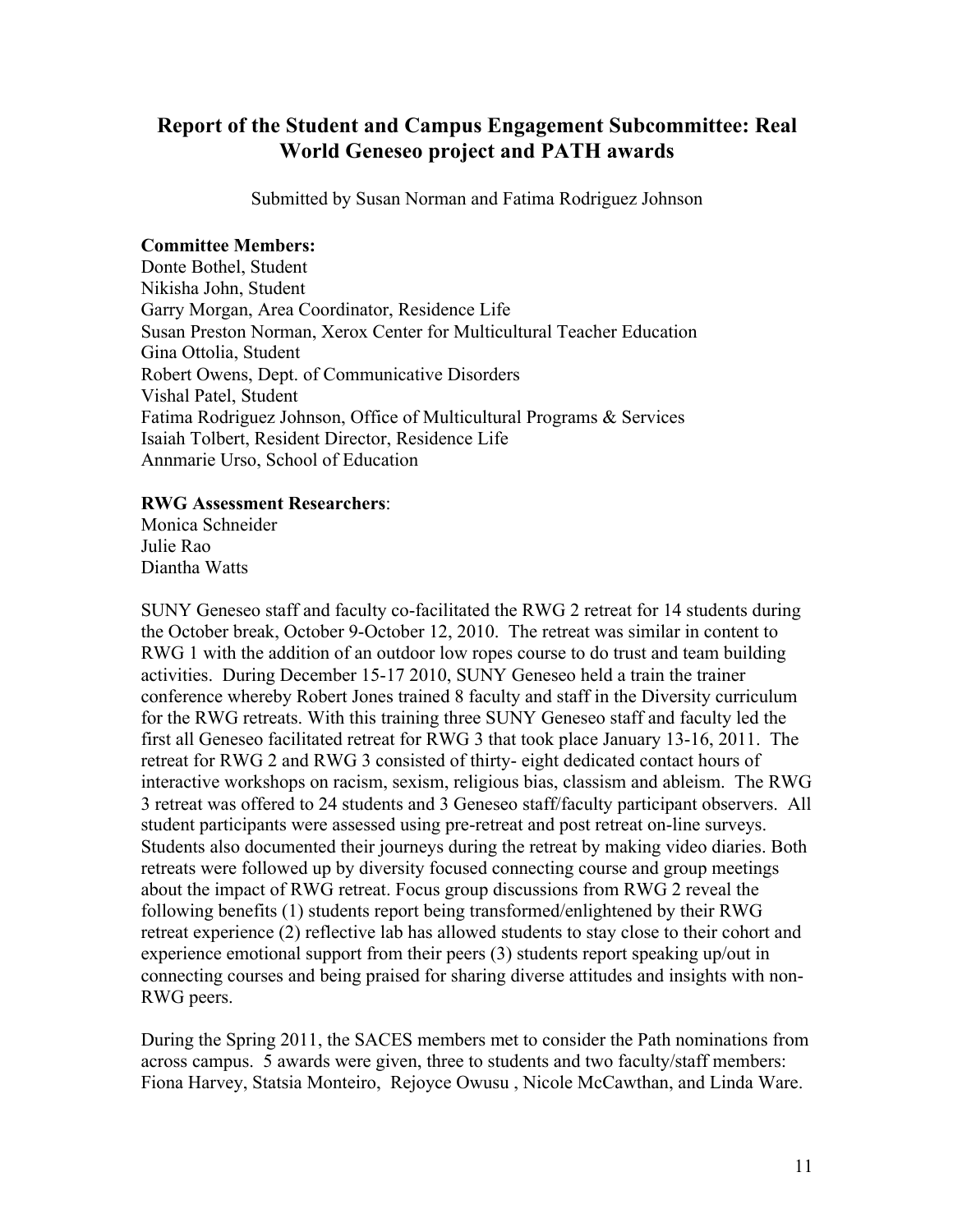## Report of the Student and Campus Engagement Subcommittee: Real World Geneseo project and PATH awards

Submitted by Susan Norman and Fatima Rodriguez Johnson

**Committee Members:**
Donte Bothel, Student
Nikisha John, Student
Garry Morgan, Area Coordinator, Residence Life
Susan Preston Norman, Xerox Center for Multicultural Teacher Education
Gina Ottolia, Student
Robert Owens, Dept. of Communicative Disorders
Vishal Patel, Student
Fatima Rodriguez Johnson, Office of Multicultural Programs & Services
Isaiah Tolbert, Resident Director, Residence Life
Annmarie Urso, School of Education

**RWG Assessment Researchers**:
Monica Schneider
Julie Rao
Diantha Watts

SUNY Geneseo staff and faculty co-facilitated the RWG 2 retreat for 14 students during the October break, October 9-October 12, 2010. The retreat was similar in content to RWG 1 with the addition of an outdoor low ropes course to do trust and team building activities. During December 15-17 2010, SUNY Geneseo held a train the trainer conference whereby Robert Jones trained 8 faculty and staff in the Diversity curriculum for the RWG retreats. With this training three SUNY Geneseo staff and faculty led the first all Geneseo facilitated retreat for RWG 3 that took place January 13-16, 2011. The retreat for RWG 2 and RWG 3 consisted of thirty- eight dedicated contact hours of interactive workshops on racism, sexism, religious bias, classism and ableism. The RWG 3 retreat was offered to 24 students and 3 Geneseo staff/faculty participant observers. All student participants were assessed using pre-retreat and post retreat on-line surveys. Students also documented their journeys during the retreat by making video diaries. Both retreats were followed up by diversity focused connecting course and group meetings about the impact of RWG retreat. Focus group discussions from RWG 2 reveal the following benefits (1) students report being transformed/enlightened by their RWG retreat experience (2) reflective lab has allowed students to stay close to their cohort and experience emotional support from their peers (3) students report speaking up/out in connecting courses and being praised for sharing diverse attitudes and insights with non-RWG peers.

During the Spring 2011, the SACES members met to consider the Path nominations from across campus. 5 awards were given, three to students and two faculty/staff members: Fiona Harvey, Statsia Monteiro, Rejoyce Owusu , Nicole McCawthan, and Linda Ware.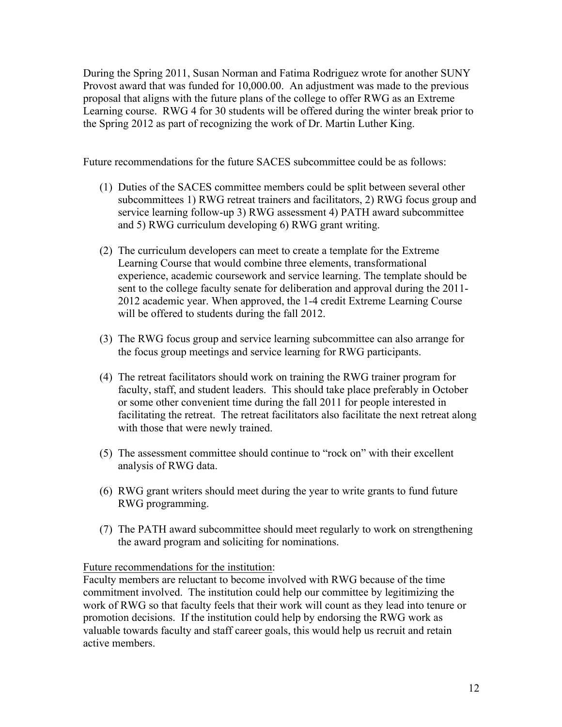During the Spring 2011, Susan Norman and Fatima Rodriguez wrote for another SUNY Provost award that was funded for 10,000.00. An adjustment was made to the previous proposal that aligns with the future plans of the college to offer RWG as an Extreme Learning course. RWG 4 for 30 students will be offered during the winter break prior to the Spring 2012 as part of recognizing the work of Dr. Martin Luther King.

Future recommendations for the future SACES subcommittee could be as follows:

(1) Duties of the SACES committee members could be split between several other subcommittees 1) RWG retreat trainers and facilitators, 2) RWG focus group and service learning follow-up 3) RWG assessment 4) PATH award subcommittee and 5) RWG curriculum developing 6) RWG grant writing.

(2) The curriculum developers can meet to create a template for the Extreme Learning Course that would combine three elements, transformational experience, academic coursework and service learning. The template should be sent to the college faculty senate for deliberation and approval during the 2011-2012 academic year. When approved, the 1-4 credit Extreme Learning Course will be offered to students during the fall 2012.

(3) The RWG focus group and service learning subcommittee can also arrange for the focus group meetings and service learning for RWG participants.

(4) The retreat facilitators should work on training the RWG trainer program for faculty, staff, and student leaders. This should take place preferably in October or some other convenient time during the fall 2011 for people interested in facilitating the retreat. The retreat facilitators also facilitate the next retreat along with those that were newly trained.

(5) The assessment committee should continue to "rock on" with their excellent analysis of RWG data.

(6) RWG grant writers should meet during the year to write grants to fund future RWG programming.

(7) The PATH award subcommittee should meet regularly to work on strengthening the award program and soliciting for nominations.

<u>Future recommendations for the institution</u>:
Faculty members are reluctant to become involved with RWG because of the time commitment involved. The institution could help our committee by legitimizing the work of RWG so that faculty feels that their work will count as they lead into tenure or promotion decisions. If the institution could help by endorsing the RWG work as valuable towards faculty and staff career goals, this would help us recruit and retain active members.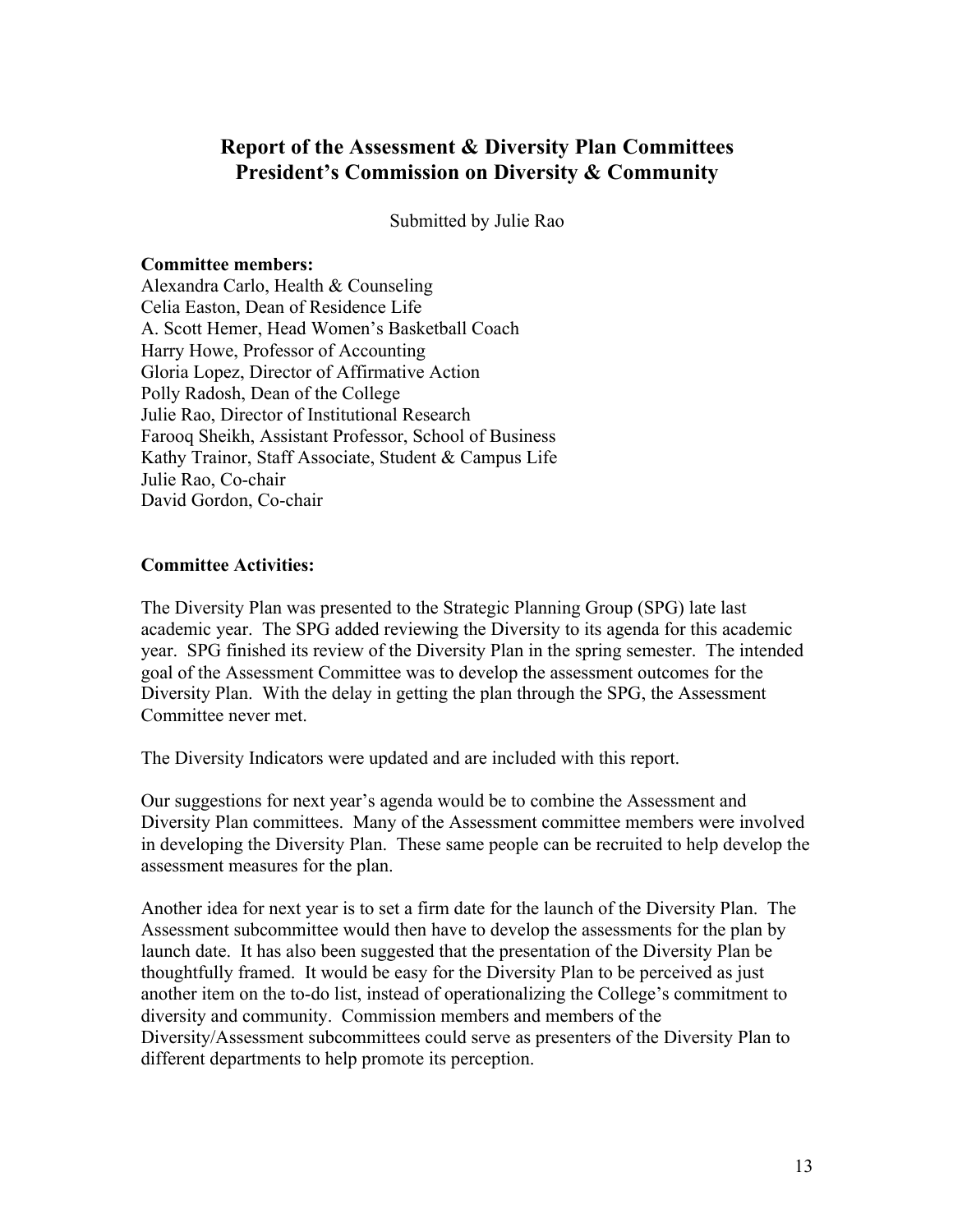# Report of the Assessment & Diversity Plan Committees
# President's Commission on Diversity & Community

Submitted by Julie Rao

**Committee members:**
Alexandra Carlo, Health & Counseling
Celia Easton, Dean of Residence Life
A. Scott Hemer, Head Women's Basketball Coach
Harry Howe, Professor of Accounting
Gloria Lopez, Director of Affirmative Action
Polly Radosh, Dean of the College
Julie Rao, Director of Institutional Research
Farooq Sheikh, Assistant Professor, School of Business
Kathy Trainor, Staff Associate, Student & Campus Life
Julie Rao, Co-chair
David Gordon, Co-chair

**Committee Activities:**

The Diversity Plan was presented to the Strategic Planning Group (SPG) late last academic year. The SPG added reviewing the Diversity to its agenda for this academic year. SPG finished its review of the Diversity Plan in the spring semester. The intended goal of the Assessment Committee was to develop the assessment outcomes for the Diversity Plan. With the delay in getting the plan through the SPG, the Assessment Committee never met.

The Diversity Indicators were updated and are included with this report.

Our suggestions for next year's agenda would be to combine the Assessment and Diversity Plan committees. Many of the Assessment committee members were involved in developing the Diversity Plan. These same people can be recruited to help develop the assessment measures for the plan.

Another idea for next year is to set a firm date for the launch of the Diversity Plan. The Assessment subcommittee would then have to develop the assessments for the plan by launch date. It has also been suggested that the presentation of the Diversity Plan be thoughtfully framed. It would be easy for the Diversity Plan to be perceived as just another item on the to-do list, instead of operationalizing the College's commitment to diversity and community. Commission members and members of the Diversity/Assessment subcommittees could serve as presenters of the Diversity Plan to different departments to help promote its perception.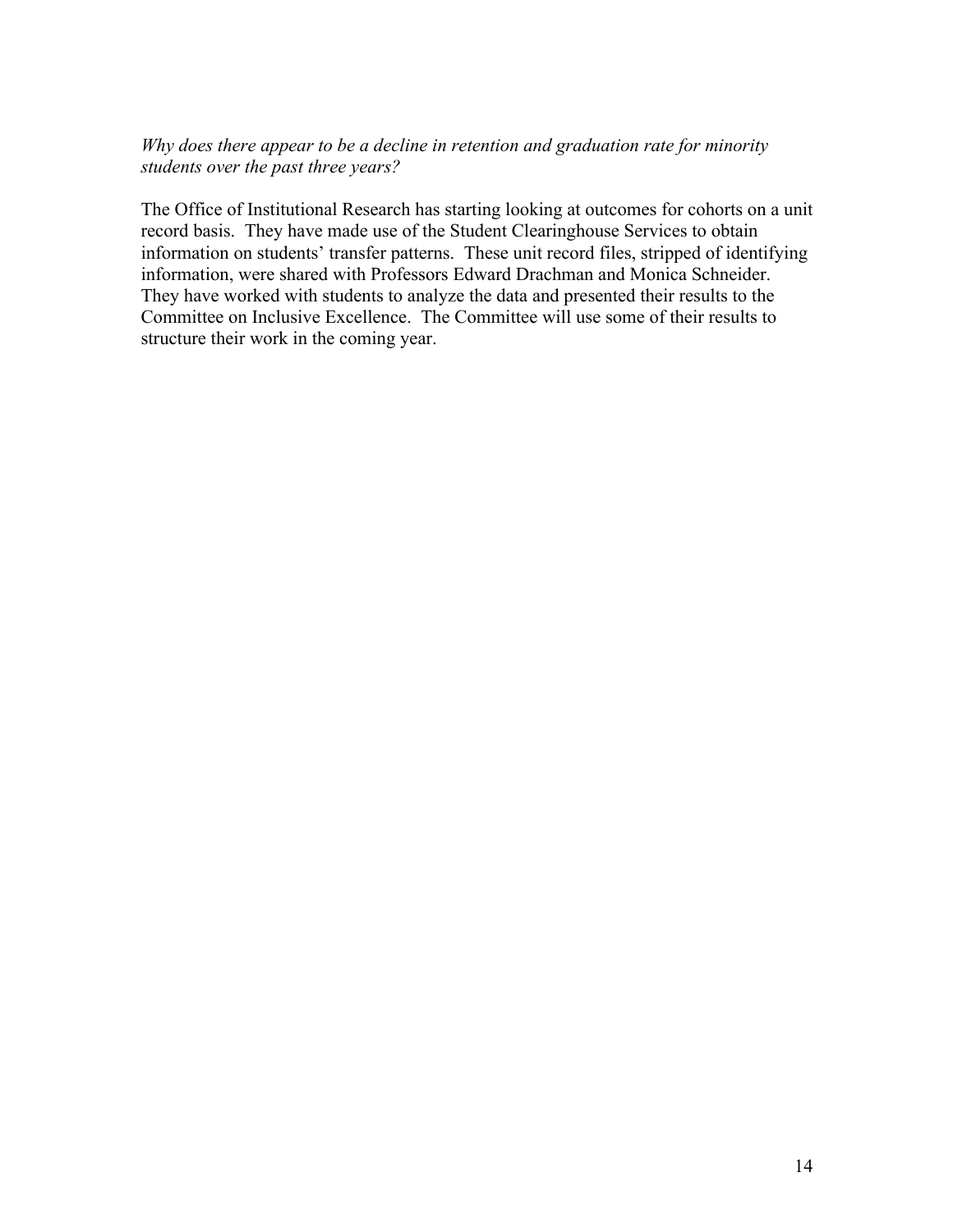*Why does there appear to be a decline in retention and graduation rate for minority students over the past three years?*

The Office of Institutional Research has starting looking at outcomes for cohorts on a unit record basis. They have made use of the Student Clearinghouse Services to obtain information on students' transfer patterns. These unit record files, stripped of identifying information, were shared with Professors Edward Drachman and Monica Schneider. They have worked with students to analyze the data and presented their results to the Committee on Inclusive Excellence. The Committee will use some of their results to structure their work in the coming year.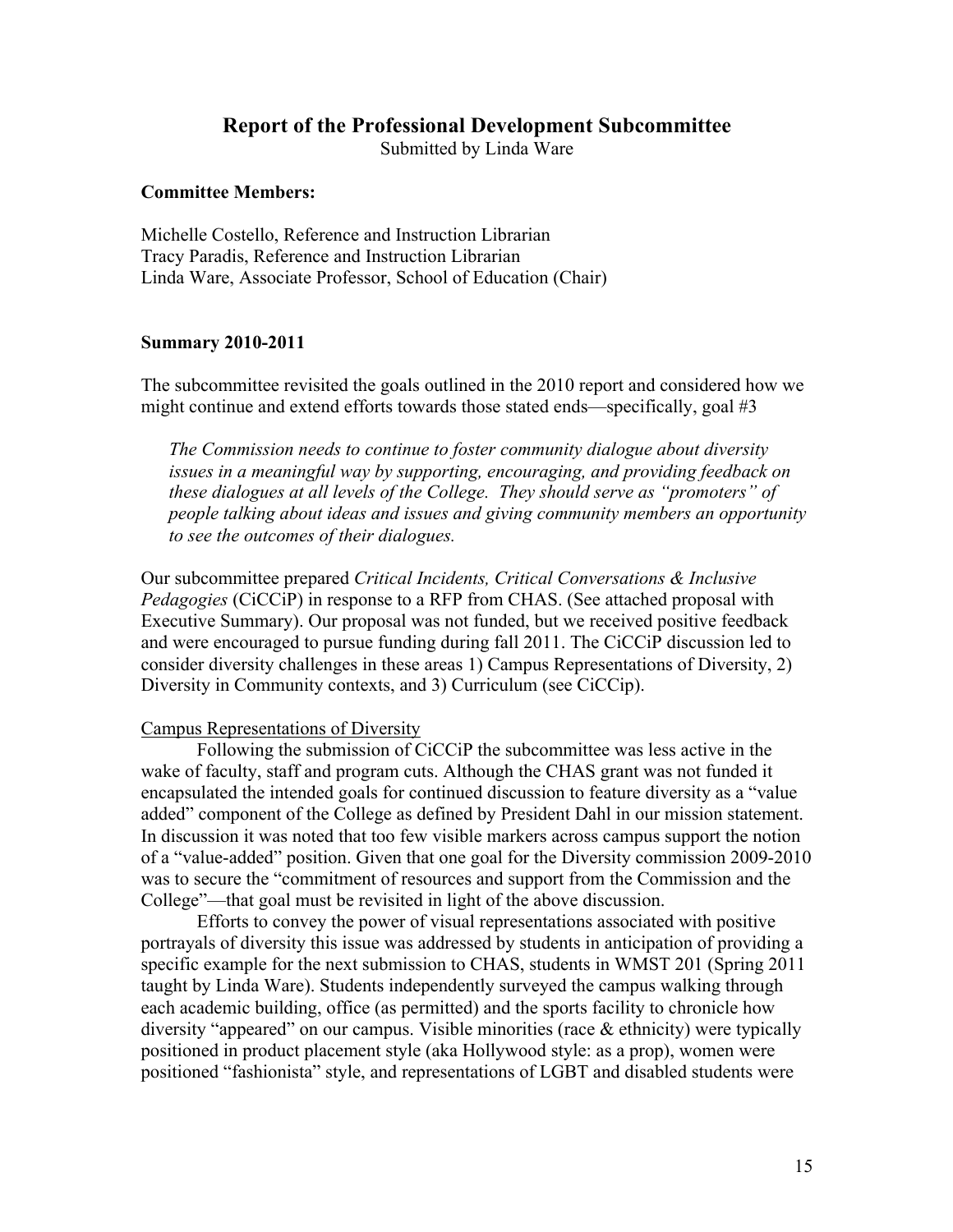## Report of the Professional Development Subcommittee

Submitted by Linda Ware

**Committee Members:**

Michelle Costello, Reference and Instruction Librarian
Tracy Paradis, Reference and Instruction Librarian
Linda Ware, Associate Professor, School of Education (Chair)

**Summary 2010-2011**

The subcommittee revisited the goals outlined in the 2010 report and considered how we might continue and extend efforts towards those stated ends—specifically, goal #3

> *The Commission needs to continue to foster community dialogue about diversity issues in a meaningful way by supporting, encouraging, and providing feedback on these dialogues at all levels of the College. They should serve as "promoters" of people talking about ideas and issues and giving community members an opportunity to see the outcomes of their dialogues.*

Our subcommittee prepared *Critical Incidents, Critical Conversations & Inclusive Pedagogies* (CiCCiP) in response to a RFP from CHAS. (See attached proposal with Executive Summary). Our proposal was not funded, but we received positive feedback and were encouraged to pursue funding during fall 2011. The CiCCiP discussion led to consider diversity challenges in these areas 1) Campus Representations of Diversity, 2) Diversity in Community contexts, and 3) Curriculum (see CiCCip).

Campus Representations of Diversity

Following the submission of CiCCiP the subcommittee was less active in the wake of faculty, staff and program cuts. Although the CHAS grant was not funded it encapsulated the intended goals for continued discussion to feature diversity as a "value added" component of the College as defined by President Dahl in our mission statement. In discussion it was noted that too few visible markers across campus support the notion of a "value-added" position. Given that one goal for the Diversity commission 2009-2010 was to secure the "commitment of resources and support from the Commission and the College"—that goal must be revisited in light of the above discussion.

Efforts to convey the power of visual representations associated with positive portrayals of diversity this issue was addressed by students in anticipation of providing a specific example for the next submission to CHAS, students in WMST 201 (Spring 2011 taught by Linda Ware). Students independently surveyed the campus walking through each academic building, office (as permitted) and the sports facility to chronicle how diversity "appeared" on our campus. Visible minorities (race & ethnicity) were typically positioned in product placement style (aka Hollywood style: as a prop), women were positioned "fashionista" style, and representations of LGBT and disabled students were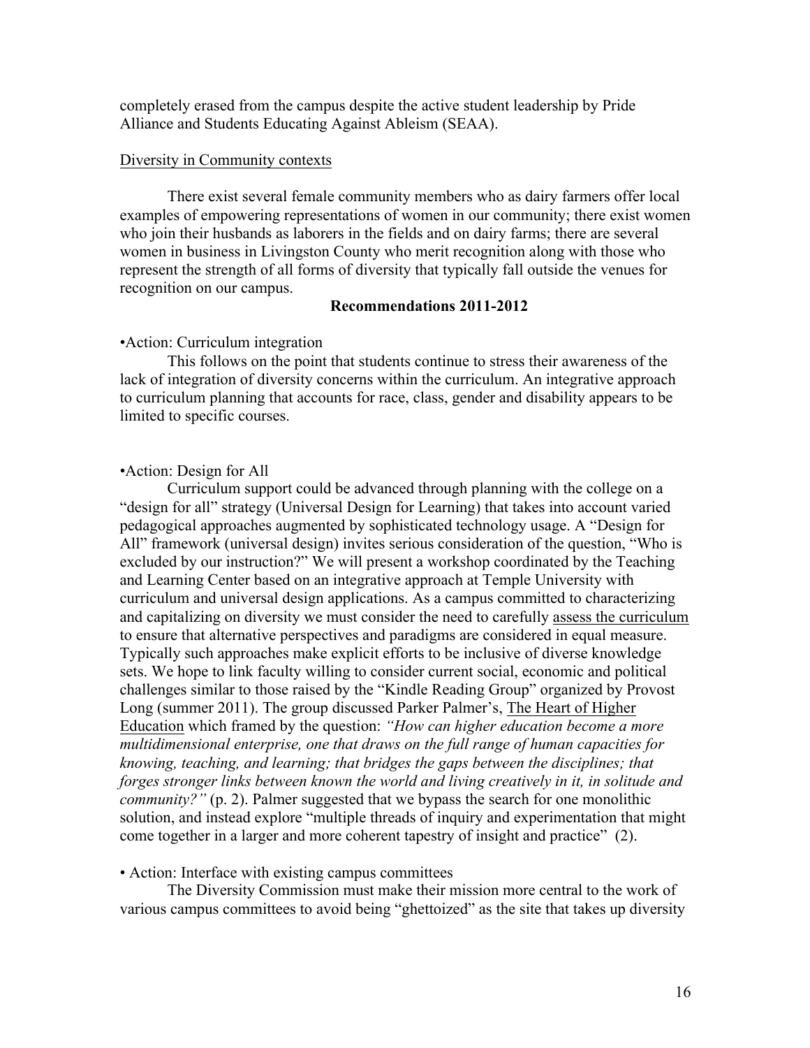completely erased from the campus despite the active student leadership by Pride Alliance and Students Educating Against Ableism (SEAA).

<u>Diversity in Community contexts</u>

There exist several female community members who as dairy farmers offer local examples of empowering representations of women in our community; there exist women who join their husbands as laborers in the fields and on dairy farms; there are several women in business in Livingston County who merit recognition along with those who represent the strength of all forms of diversity that typically fall outside the venues for recognition on our campus.

**Recommendations 2011-2012**

•Action: Curriculum integration

This follows on the point that students continue to stress their awareness of the lack of integration of diversity concerns within the curriculum. An integrative approach to curriculum planning that accounts for race, class, gender and disability appears to be limited to specific courses.

•Action: Design for All

Curriculum support could be advanced through planning with the college on a "design for all" strategy (Universal Design for Learning) that takes into account varied pedagogical approaches augmented by sophisticated technology usage. A "Design for All" framework (universal design) invites serious consideration of the question, "Who is excluded by our instruction?" We will present a workshop coordinated by the Teaching and Learning Center based on an integrative approach at Temple University with curriculum and universal design applications. As a campus committed to characterizing and capitalizing on diversity we must consider the need to carefully <u>assess the curriculum</u> to ensure that alternative perspectives and paradigms are considered in equal measure. Typically such approaches make explicit efforts to be inclusive of diverse knowledge sets. We hope to link faculty willing to consider current social, economic and political challenges similar to those raised by the "Kindle Reading Group" organized by Provost Long (summer 2011). The group discussed Parker Palmer's, <u>The Heart of Higher Education</u> which framed by the question: *"How can higher education become a more multidimensional enterprise, one that draws on the full range of human capacities for knowing, teaching, and learning; that bridges the gaps between the disciplines; that forges stronger links between known the world and living creatively in it, in solitude and community?"* (p. 2). Palmer suggested that we bypass the search for one monolithic solution, and instead explore "multiple threads of inquiry and experimentation that might come together in a larger and more coherent tapestry of insight and practice" (2).

• Action: Interface with existing campus committees

The Diversity Commission must make their mission more central to the work of various campus committees to avoid being "ghettoized" as the site that takes up diversity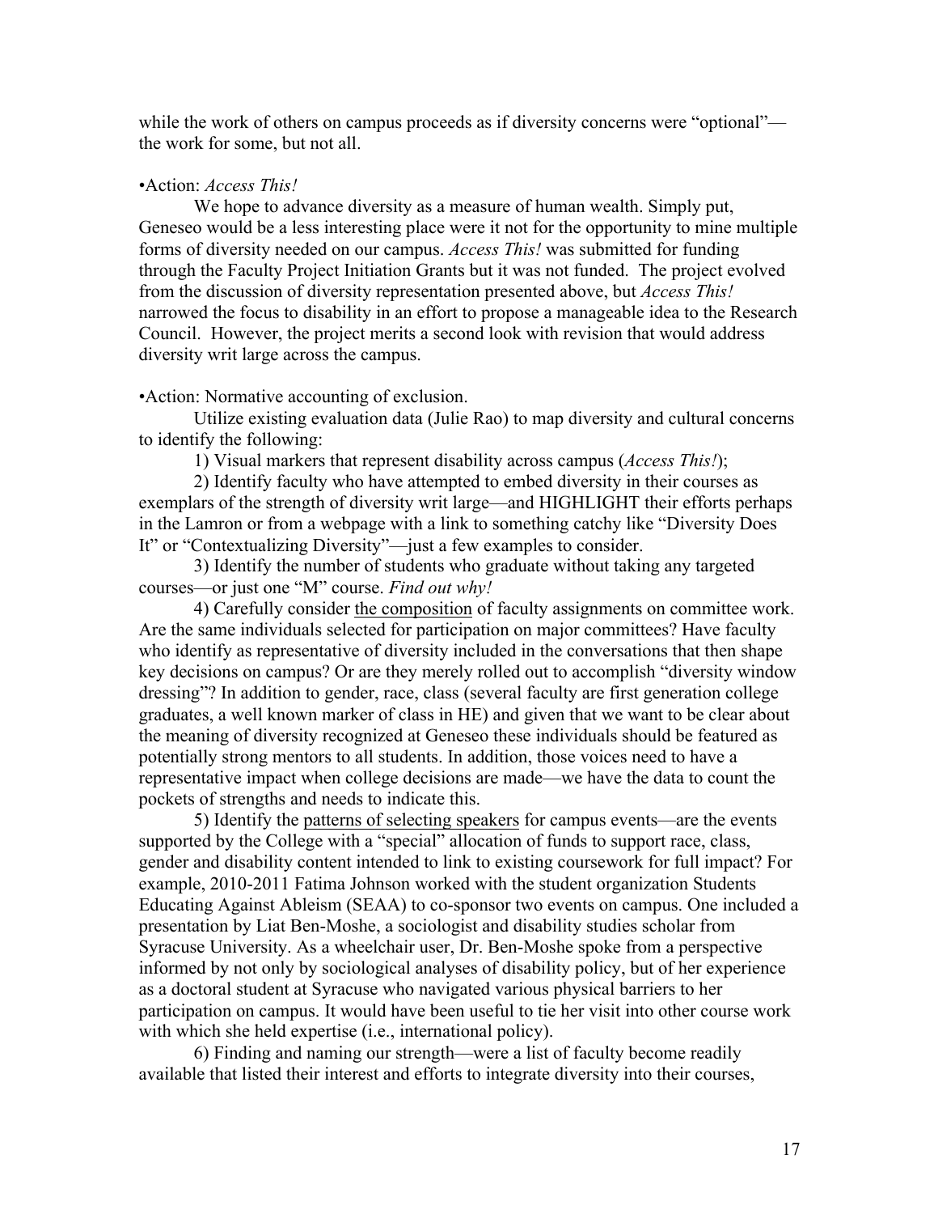while the work of others on campus proceeds as if diversity concerns were "optional"—the work for some, but not all.

•Action: *Access This!*

We hope to advance diversity as a measure of human wealth. Simply put, Geneseo would be a less interesting place were it not for the opportunity to mine multiple forms of diversity needed on our campus. *Access This!* was submitted for funding through the Faculty Project Initiation Grants but it was not funded. The project evolved from the discussion of diversity representation presented above, but *Access This!* narrowed the focus to disability in an effort to propose a manageable idea to the Research Council. However, the project merits a second look with revision that would address diversity writ large across the campus.

•Action: Normative accounting of exclusion.

Utilize existing evaluation data (Julie Rao) to map diversity and cultural concerns to identify the following:

1) Visual markers that represent disability across campus (*Access This!*);

2) Identify faculty who have attempted to embed diversity in their courses as exemplars of the strength of diversity writ large—and HIGHLIGHT their efforts perhaps in the Lamron or from a webpage with a link to something catchy like "Diversity Does It" or "Contextualizing Diversity"—just a few examples to consider.

3) Identify the number of students who graduate without taking any targeted courses—or just one "M" course. *Find out why!*

4) Carefully consider <u>the composition</u> of faculty assignments on committee work. Are the same individuals selected for participation on major committees? Have faculty who identify as representative of diversity included in the conversations that then shape key decisions on campus? Or are they merely rolled out to accomplish "diversity window dressing"? In addition to gender, race, class (several faculty are first generation college graduates, a well known marker of class in HE) and given that we want to be clear about the meaning of diversity recognized at Geneseo these individuals should be featured as potentially strong mentors to all students. In addition, those voices need to have a representative impact when college decisions are made—we have the data to count the pockets of strengths and needs to indicate this.

5) Identify the <u>patterns of selecting speakers</u> for campus events—are the events supported by the College with a "special" allocation of funds to support race, class, gender and disability content intended to link to existing coursework for full impact? For example, 2010-2011 Fatima Johnson worked with the student organization Students Educating Against Ableism (SEAA) to co-sponsor two events on campus. One included a presentation by Liat Ben-Moshe, a sociologist and disability studies scholar from Syracuse University. As a wheelchair user, Dr. Ben-Moshe spoke from a perspective informed by not only by sociological analyses of disability policy, but of her experience as a doctoral student at Syracuse who navigated various physical barriers to her participation on campus. It would have been useful to tie her visit into other course work with which she held expertise (i.e., international policy).

6) Finding and naming our strength—were a list of faculty become readily available that listed their interest and efforts to integrate diversity into their courses,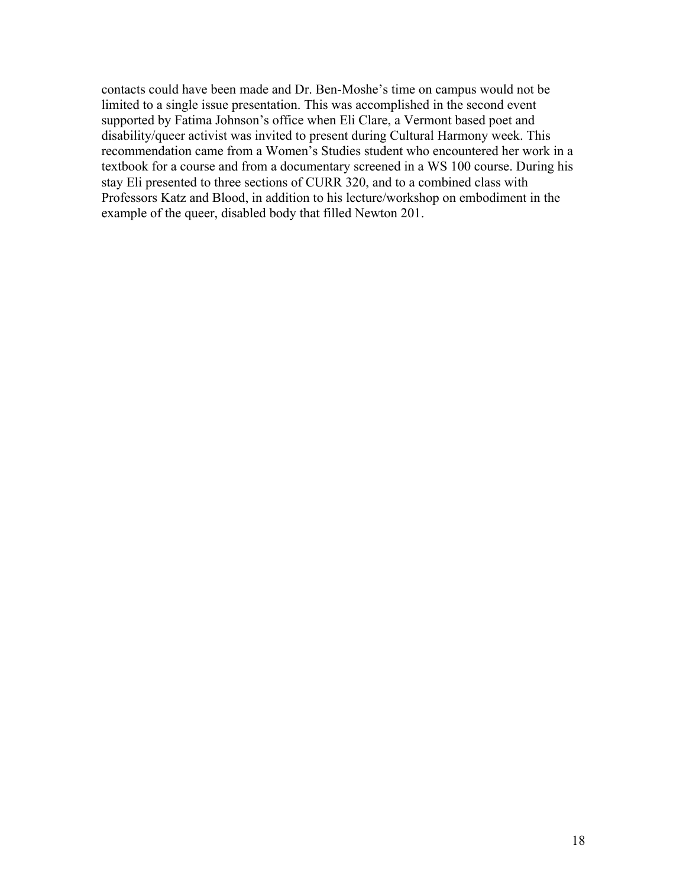contacts could have been made and Dr. Ben-Moshe's time on campus would not be limited to a single issue presentation. This was accomplished in the second event supported by Fatima Johnson's office when Eli Clare, a Vermont based poet and disability/queer activist was invited to present during Cultural Harmony week. This recommendation came from a Women's Studies student who encountered her work in a textbook for a course and from a documentary screened in a WS 100 course. During his stay Eli presented to three sections of CURR 320, and to a combined class with Professors Katz and Blood, in addition to his lecture/workshop on embodiment in the example of the queer, disabled body that filled Newton 201.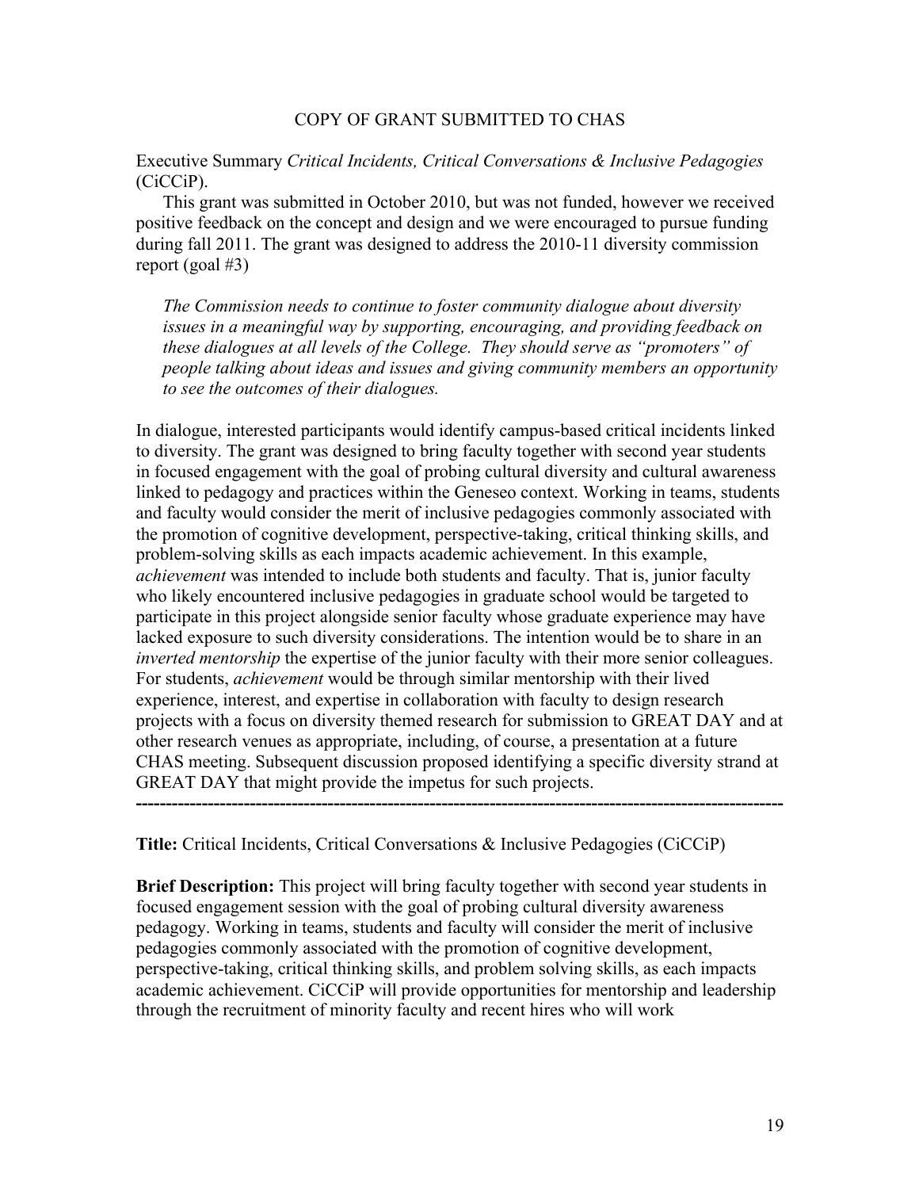COPY OF GRANT SUBMITTED TO CHAS

Executive Summary *Critical Incidents, Critical Conversations & Inclusive Pedagogies* (CiCCiP).

This grant was submitted in October 2010, but was not funded, however we received positive feedback on the concept and design and we were encouraged to pursue funding during fall 2011. The grant was designed to address the 2010-11 diversity commission report (goal #3)

> *The Commission needs to continue to foster community dialogue about diversity issues in a meaningful way by supporting, encouraging, and providing feedback on these dialogues at all levels of the College. They should serve as "promoters" of people talking about ideas and issues and giving community members an opportunity to see the outcomes of their dialogues.*

In dialogue, interested participants would identify campus-based critical incidents linked to diversity. The grant was designed to bring faculty together with second year students in focused engagement with the goal of probing cultural diversity and cultural awareness linked to pedagogy and practices within the Geneseo context. Working in teams, students and faculty would consider the merit of inclusive pedagogies commonly associated with the promotion of cognitive development, perspective-taking, critical thinking skills, and problem-solving skills as each impacts academic achievement. In this example, *achievement* was intended to include both students and faculty. That is, junior faculty who likely encountered inclusive pedagogies in graduate school would be targeted to participate in this project alongside senior faculty whose graduate experience may have lacked exposure to such diversity considerations. The intention would be to share in an *inverted mentorship* the expertise of the junior faculty with their more senior colleagues. For students, *achievement* would be through similar mentorship with their lived experience, interest, and expertise in collaboration with faculty to design research projects with a focus on diversity themed research for submission to GREAT DAY and at other research venues as appropriate, including, of course, a presentation at a future CHAS meeting. Subsequent discussion proposed identifying a specific diversity strand at GREAT DAY that might provide the impetus for such projects.

---

**Title:** Critical Incidents, Critical Conversations & Inclusive Pedagogies (CiCCiP)

**Brief Description:** This project will bring faculty together with second year students in focused engagement session with the goal of probing cultural diversity awareness pedagogy. Working in teams, students and faculty will consider the merit of inclusive pedagogies commonly associated with the promotion of cognitive development, perspective-taking, critical thinking skills, and problem solving skills, as each impacts academic achievement. CiCCiP will provide opportunities for mentorship and leadership through the recruitment of minority faculty and recent hires who will work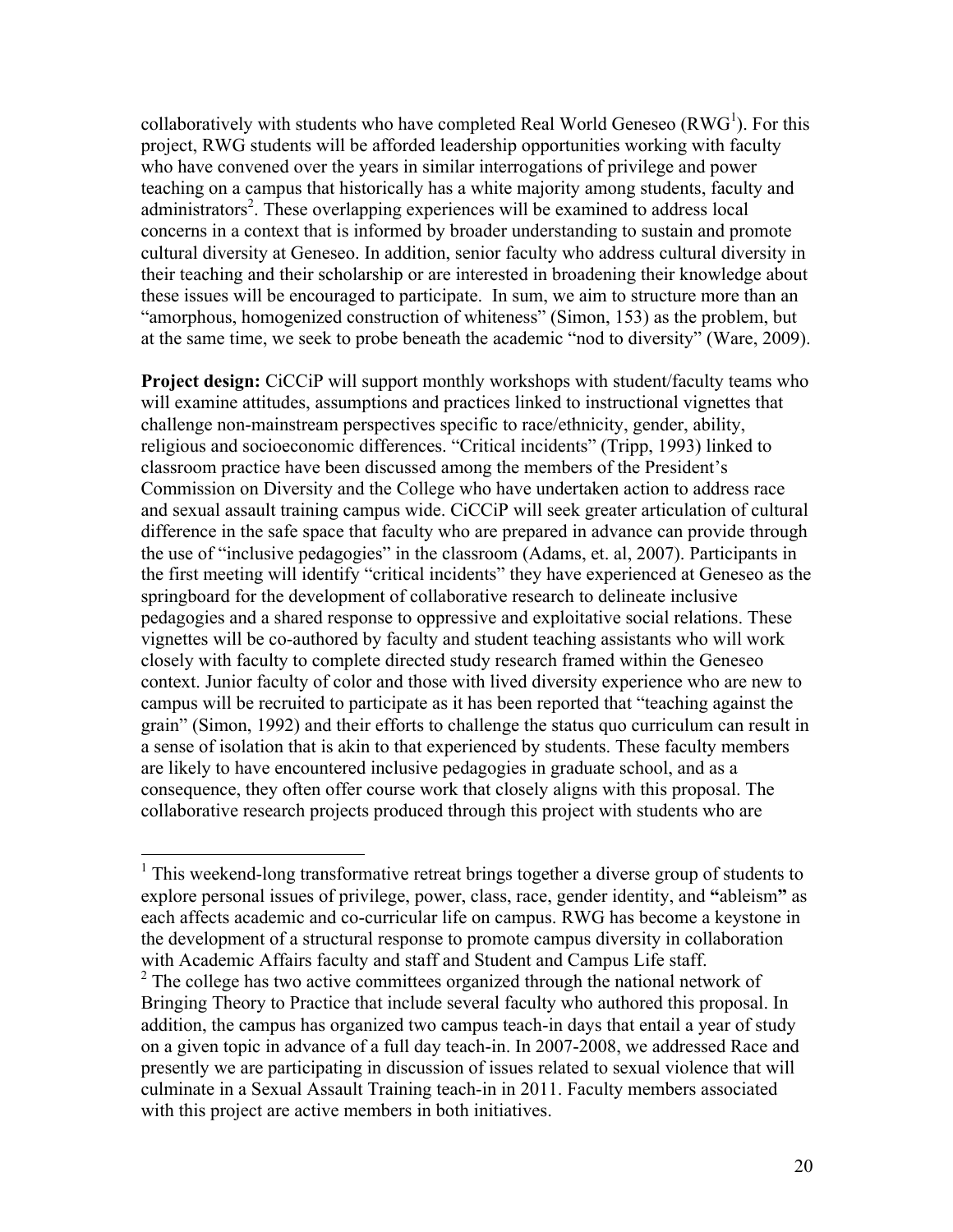collaboratively with students who have completed Real World Geneseo (RWG[1]). For this project, RWG students will be afforded leadership opportunities working with faculty who have convened over the years in similar interrogations of privilege and power teaching on a campus that historically has a white majority among students, faculty and administrators[2]. These overlapping experiences will be examined to address local concerns in a context that is informed by broader understanding to sustain and promote cultural diversity at Geneseo. In addition, senior faculty who address cultural diversity in their teaching and their scholarship or are interested in broadening their knowledge about these issues will be encouraged to participate. In sum, we aim to structure more than an "amorphous, homogenized construction of whiteness" (Simon, 153) as the problem, but at the same time, we seek to probe beneath the academic "nod to diversity" (Ware, 2009).

**Project design:** CiCCiP will support monthly workshops with student/faculty teams who will examine attitudes, assumptions and practices linked to instructional vignettes that challenge non-mainstream perspectives specific to race/ethnicity, gender, ability, religious and socioeconomic differences. "Critical incidents" (Tripp, 1993) linked to classroom practice have been discussed among the members of the President's Commission on Diversity and the College who have undertaken action to address race and sexual assault training campus wide. CiCCiP will seek greater articulation of cultural difference in the safe space that faculty who are prepared in advance can provide through the use of "inclusive pedagogies" in the classroom (Adams, et. al, 2007). Participants in the first meeting will identify "critical incidents" they have experienced at Geneseo as the springboard for the development of collaborative research to delineate inclusive pedagogies and a shared response to oppressive and exploitative social relations. These vignettes will be co-authored by faculty and student teaching assistants who will work closely with faculty to complete directed study research framed within the Geneseo context. Junior faculty of color and those with lived diversity experience who are new to campus will be recruited to participate as it has been reported that "teaching against the grain" (Simon, 1992) and their efforts to challenge the status quo curriculum can result in a sense of isolation that is akin to that experienced by students. These faculty members are likely to have encountered inclusive pedagogies in graduate school, and as a consequence, they often offer course work that closely aligns with this proposal. The collaborative research projects produced through this project with students who are

---

[1] This weekend-long transformative retreat brings together a diverse group of students to explore personal issues of privilege, power, class, race, gender identity, and **"**ableism**"** as each affects academic and co-curricular life on campus. RWG has become a keystone in the development of a structural response to promote campus diversity in collaboration with Academic Affairs faculty and staff and Student and Campus Life staff.

[2] The college has two active committees organized through the national network of Bringing Theory to Practice that include several faculty who authored this proposal. In addition, the campus has organized two campus teach-in days that entail a year of study on a given topic in advance of a full day teach-in. In 2007-2008, we addressed Race and presently we are participating in discussion of issues related to sexual violence that will culminate in a Sexual Assault Training teach-in in 2011. Faculty members associated with this project are active members in both initiatives.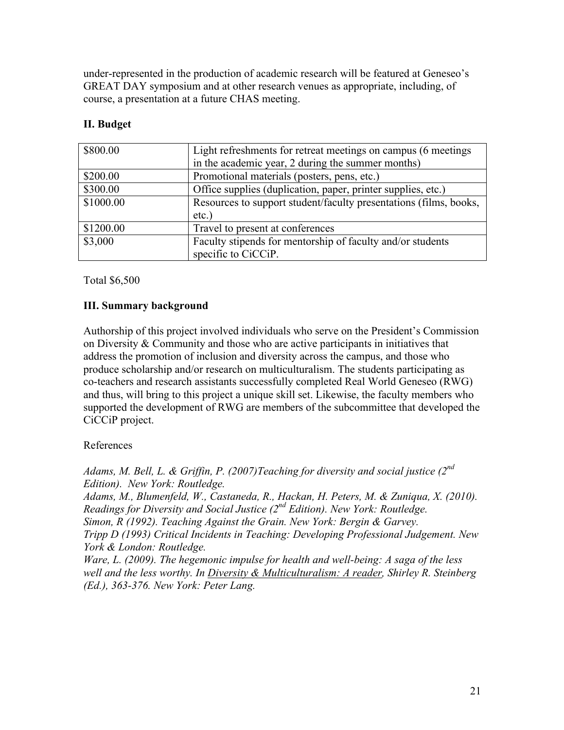under-represented in the production of academic research will be featured at Geneseo's GREAT DAY symposium and at other research venues as appropriate, including, of course, a presentation at a future CHAS meeting.

## II. Budget

| | |
|---|---|
| \$800.00 | Light refreshments for retreat meetings on campus (6 meetings in the academic year, 2 during the summer months) |
| \$200.00 | Promotional materials (posters, pens, etc.) |
| \$300.00 | Office supplies (duplication, paper, printer supplies, etc.) |
| \$1000.00 | Resources to support student/faculty presentations (films, books, etc.) |
| \$1200.00 | Travel to present at conferences |
| \$3,000 | Faculty stipends for mentorship of faculty and/or students specific to CiCCiP. |

Total \$6,500

## III. Summary background

Authorship of this project involved individuals who serve on the President's Commission on Diversity & Community and those who are active participants in initiatives that address the promotion of inclusion and diversity across the campus, and those who produce scholarship and/or research on multiculturalism. The students participating as co-teachers and research assistants successfully completed Real World Geneseo (RWG) and thus, will bring to this project a unique skill set. Likewise, the faculty members who supported the development of RWG are members of the subcommittee that developed the CiCCiP project.

References

*Adams, M. Bell, L. & Griffin, P. (2007)Teaching for diversity and social justice (2nd Edition). New York: Routledge.*
*Adams, M., Blumenfeld, W., Castaneda, R., Hackan, H. Peters, M. & Zuniqua, X. (2010). Readings for Diversity and Social Justice (2nd Edition). New York: Routledge.*
*Simon, R (1992). Teaching Against the Grain. New York: Bergin & Garvey.*
*Tripp D (1993) Critical Incidents in Teaching: Developing Professional Judgement. New York & London: Routledge.*
*Ware, L. (2009). The hegemonic impulse for health and well-being: A saga of the less well and the less worthy. In Diversity & Multiculturalism: A reader, Shirley R. Steinberg (Ed.), 363-376. New York: Peter Lang.*